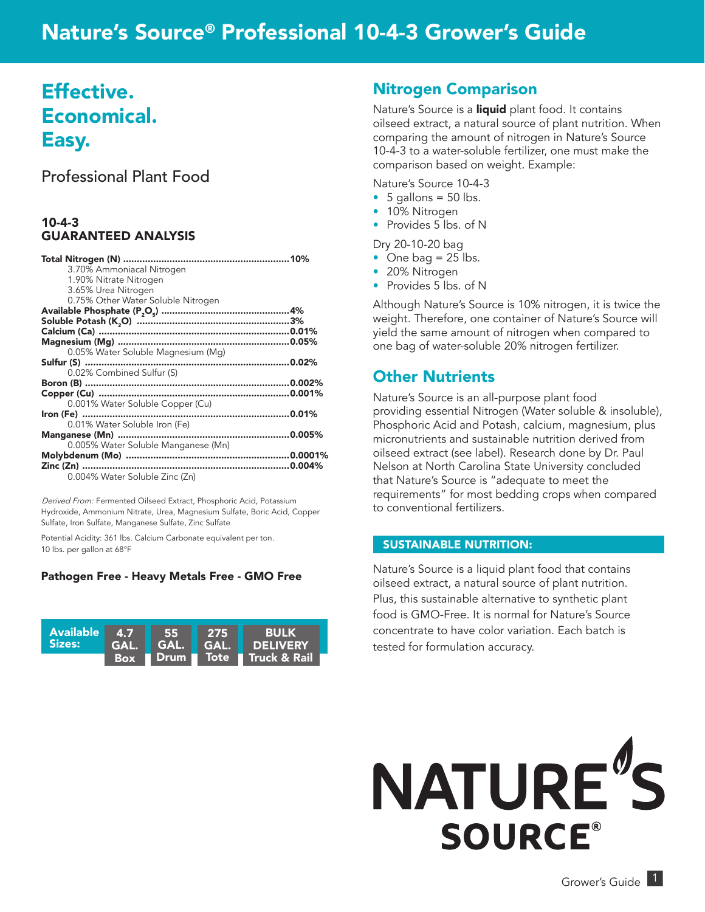# Nature's Source® Professional 10-4-3 Grower's Guide

## Effective.
## Economical.
## Easy.

Professional Plant Food

### 10-4-3
### GUARANTEED ANALYSIS

**Total Nitrogen (N)** ............................................................10%
- 3.70% Ammoniacal Nitrogen
- 1.90% Nitrate Nitrogen
- 3.65% Urea Nitrogen
- 0.75% Other Water Soluble Nitrogen

**Available Phosphate ($P_2O_5$)** ..............................................4%

**Soluble Potash ($K_2O$)** .......................................................3%

**Calcium (Ca)** ....................................................................0.01%

**Magnesium (Mg)** ..............................................................0.05%
- 0.05% Water Soluble Magnesium (Mg)

**Sulfur (S)** ..........................................................................0.02%
- 0.02% Combined Sulfur (S)

**Boron (B)** ..........................................................................0.002%

**Copper (Cu)** .....................................................................0.001%
- 0.001% Water Soluble Copper (Cu)

**Iron (Fe)** ...........................................................................0.01%
- 0.01% Water Soluble Iron (Fe)

**Manganese (Mn)** ..............................................................0.005%
- 0.005% Water Soluble Manganese (Mn)

**Molybdenum (Mo)** ...........................................................0.0001%

**Zinc (Zn)** ...........................................................................0.004%
- 0.004% Water Soluble Zinc (Zn)

*Derived From:* Fermented Oilseed Extract, Phosphoric Acid, Potassium Hydroxide, Ammonium Nitrate, Urea, Magnesium Sulfate, Boric Acid, Copper Sulfate, Iron Sulfate, Manganese Sulfate, Zinc Sulfate

Potential Acidity: 361 lbs. Calcium Carbonate equivalent per ton.
10 lbs. per gallon at 68°F

**Pathogen Free - Heavy Metals Free - GMO Free**

| Available Sizes: | 4.7 GAL. Box | 55 GAL. Drum | 275 GAL. Tote | BULK DELIVERY Truck & Rail |
|---|---|---|---|---|

## Nitrogen Comparison

Nature's Source is a **liquid** plant food. It contains oilseed extract, a natural source of plant nutrition. When comparing the amount of nitrogen in Nature's Source 10-4-3 to a water-soluble fertilizer, one must make the comparison based on weight. Example:

Nature's Source 10-4-3
- 5 gallons = 50 lbs.
- 10% Nitrogen
- Provides 5 lbs. of N

Dry 20-10-20 bag
- One bag = 25 lbs.
- 20% Nitrogen
- Provides 5 lbs. of N

Although Nature's Source is 10% nitrogen, it is twice the weight. Therefore, one container of Nature's Source will yield the same amount of nitrogen when compared to one bag of water-soluble 20% nitrogen fertilizer.

## Other Nutrients

Nature's Source is an all-purpose plant food providing essential Nitrogen (Water soluble & insoluble), Phosphoric Acid and Potash, calcium, magnesium, plus micronutrients and sustainable nutrition derived from oilseed extract (see label). Research done by Dr. Paul Nelson at North Carolina State University concluded that Nature's Source is "adequate to meet the requirements" for most bedding crops when compared to conventional fertilizers.

### SUSTAINABLE NUTRITION:

Nature's Source is a liquid plant food that contains oilseed extract, a natural source of plant nutrition. Plus, this sustainable alternative to synthetic plant food is GMO-Free. It is normal for Nature's Source concentrate to have color variation. Each batch is tested for formulation accuracy.

NATURE'S SOURCE®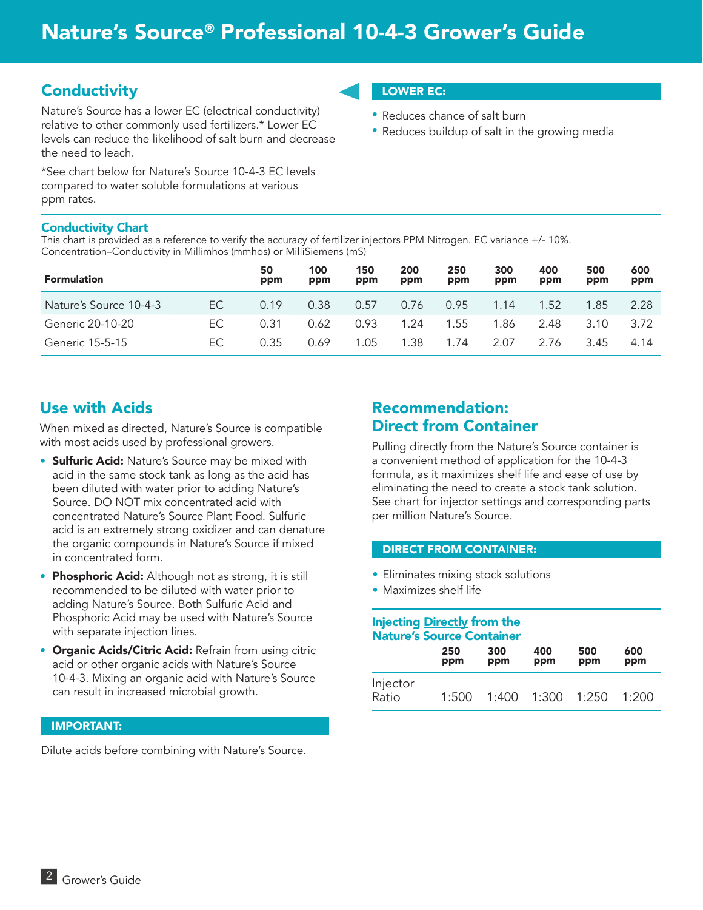# Nature's Source® Professional 10-4-3 Grower's Guide

## Conductivity

Nature's Source has a lower EC (electrical conductivity) relative to other commonly used fertilizers.* Lower EC levels can reduce the likelihood of salt burn and decrease the need to leach.

*See chart below for Nature's Source 10-4-3 EC levels compared to water soluble formulations at various ppm rates.

**LOWER EC:**

- Reduces chance of salt burn
- Reduces buildup of salt in the growing media

### Conductivity Chart

This chart is provided as a reference to verify the accuracy of fertilizer injectors PPM Nitrogen. EC variance +/- 10%.
Concentration–Conductivity in Millimhos (mmhos) or MilliSiemens (mS)

| Formulation | | 50 ppm | 100 ppm | 150 ppm | 200 ppm | 250 ppm | 300 ppm | 400 ppm | 500 ppm | 600 ppm |
|---|---|---|---|---|---|---|---|---|---|---|
| Nature's Source 10-4-3 | EC | 0.19 | 0.38 | 0.57 | 0.76 | 0.95 | 1.14 | 1.52 | 1.85 | 2.28 |
| Generic 20-10-20 | EC | 0.31 | 0.62 | 0.93 | 1.24 | 1.55 | 1.86 | 2.48 | 3.10 | 3.72 |
| Generic 15-5-15 | EC | 0.35 | 0.69 | 1.05 | 1.38 | 1.74 | 2.07 | 2.76 | 3.45 | 4.14 |

## Use with Acids

When mixed as directed, Nature's Source is compatible with most acids used by professional growers.

- **Sulfuric Acid:** Nature's Source may be mixed with acid in the same stock tank as long as the acid has been diluted with water prior to adding Nature's Source. DO NOT mix concentrated acid with concentrated Nature's Source Plant Food. Sulfuric acid is an extremely strong oxidizer and can denature the organic compounds in Nature's Source if mixed in concentrated form.
- **Phosphoric Acid:** Although not as strong, it is still recommended to be diluted with water prior to adding Nature's Source. Both Sulfuric Acid and Phosphoric Acid may be used with Nature's Source with separate injection lines.
- **Organic Acids/Citric Acid:** Refrain from using citric acid or other organic acids with Nature's Source 10-4-3. Mixing an organic acid with Nature's Source can result in increased microbial growth.

**IMPORTANT:**

Dilute acids before combining with Nature's Source.

## Recommendation: Direct from Container

Pulling directly from the Nature's Source container is a convenient method of application for the 10-4-3 formula, as it maximizes shelf life and ease of use by eliminating the need to create a stock tank solution. See chart for injector settings and corresponding parts per million Nature's Source.

**DIRECT FROM CONTAINER:**

- Eliminates mixing stock solutions
- Maximizes shelf life

### Injecting Directly from the Nature's Source Container

| | 250 ppm | 300 ppm | 400 ppm | 500 ppm | 600 ppm |
|---|---|---|---|---|---|
| Injector Ratio | 1:500 | 1:400 | 1:300 | 1:250 | 1:200 |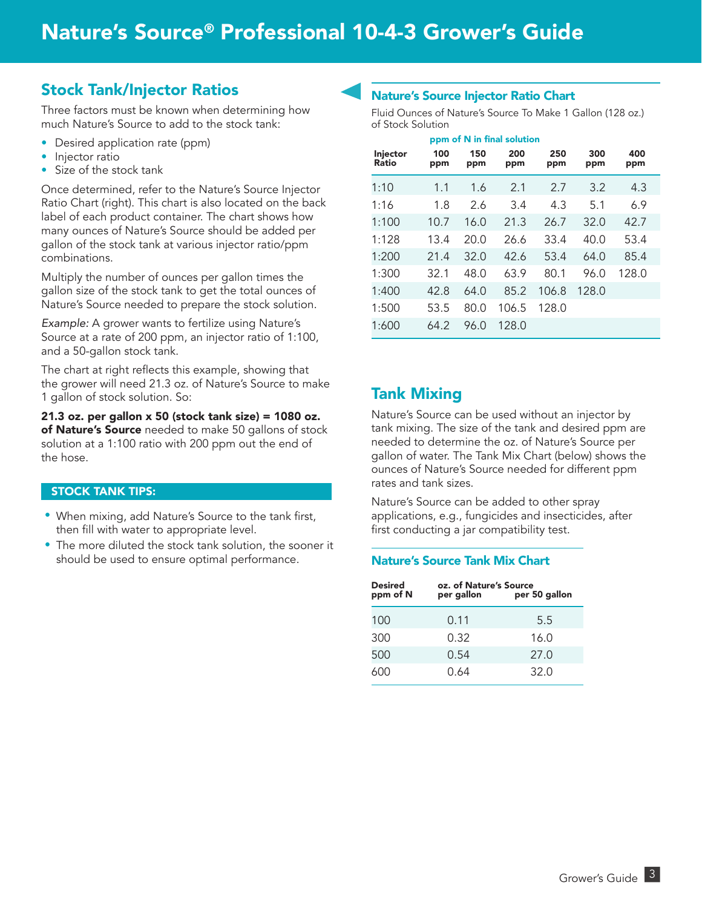# Nature's Source® Professional 10-4-3 Grower's Guide

## Stock Tank/Injector Ratios

Three factors must be known when determining how much Nature's Source to add to the stock tank:

- Desired application rate (ppm)
- Injector ratio
- Size of the stock tank

Once determined, refer to the Nature's Source Injector Ratio Chart (right). This chart is also located on the back label of each product container. The chart shows how many ounces of Nature's Source should be added per gallon of the stock tank at various injector ratio/ppm combinations.

Multiply the number of ounces per gallon times the gallon size of the stock tank to get the total ounces of Nature's Source needed to prepare the stock solution.

*Example:* A grower wants to fertilize using Nature's Source at a rate of 200 ppm, an injector ratio of 1:100, and a 50-gallon stock tank.

The chart at right reflects this example, showing that the grower will need 21.3 oz. of Nature's Source to make 1 gallon of stock solution. So:

**21.3 oz. per gallon x 50 (stock tank size) = 1080 oz. of Nature's Source** needed to make 50 gallons of stock solution at a 1:100 ratio with 200 ppm out the end of the hose.

### STOCK TANK TIPS:

- When mixing, add Nature's Source to the tank first, then fill with water to appropriate level.
- The more diluted the stock tank solution, the sooner it should be used to ensure optimal performance.

### Nature's Source Injector Ratio Chart

Fluid Ounces of Nature's Source To Make 1 Gallon (128 oz.) of Stock Solution

| Injector Ratio | ppm of N in final solution | | | | | |
|---|---|---|---|---|---|---|
| | 100 ppm | 150 ppm | 200 ppm | 250 ppm | 300 ppm | 400 ppm |
| 1:10 | 1.1 | 1.6 | 2.1 | 2.7 | 3.2 | 4.3 |
| 1:16 | 1.8 | 2.6 | 3.4 | 4.3 | 5.1 | 6.9 |
| 1:100 | 10.7 | 16.0 | 21.3 | 26.7 | 32.0 | 42.7 |
| 1:128 | 13.4 | 20.0 | 26.6 | 33.4 | 40.0 | 53.4 |
| 1:200 | 21.4 | 32.0 | 42.6 | 53.4 | 64.0 | 85.4 |
| 1:300 | 32.1 | 48.0 | 63.9 | 80.1 | 96.0 | 128.0 |
| 1:400 | 42.8 | 64.0 | 85.2 | 106.8 | 128.0 | |
| 1:500 | 53.5 | 80.0 | 106.5 | 128.0 | | |
| 1:600 | 64.2 | 96.0 | 128.0 | | | |

## Tank Mixing

Nature's Source can be used without an injector by tank mixing. The size of the tank and desired ppm are needed to determine the oz. of Nature's Source per gallon of water. The Tank Mix Chart (below) shows the ounces of Nature's Source needed for different ppm rates and tank sizes.

Nature's Source can be added to other spray applications, e.g., fungicides and insecticides, after first conducting a jar compatibility test.

### Nature's Source Tank Mix Chart

| Desired ppm of N | oz. of Nature's Source per gallon | per 50 gallon |
|---|---|---|
| 100 | 0.11 | 5.5 |
| 300 | 0.32 | 16.0 |
| 500 | 0.54 | 27.0 |
| 600 | 0.64 | 32.0 |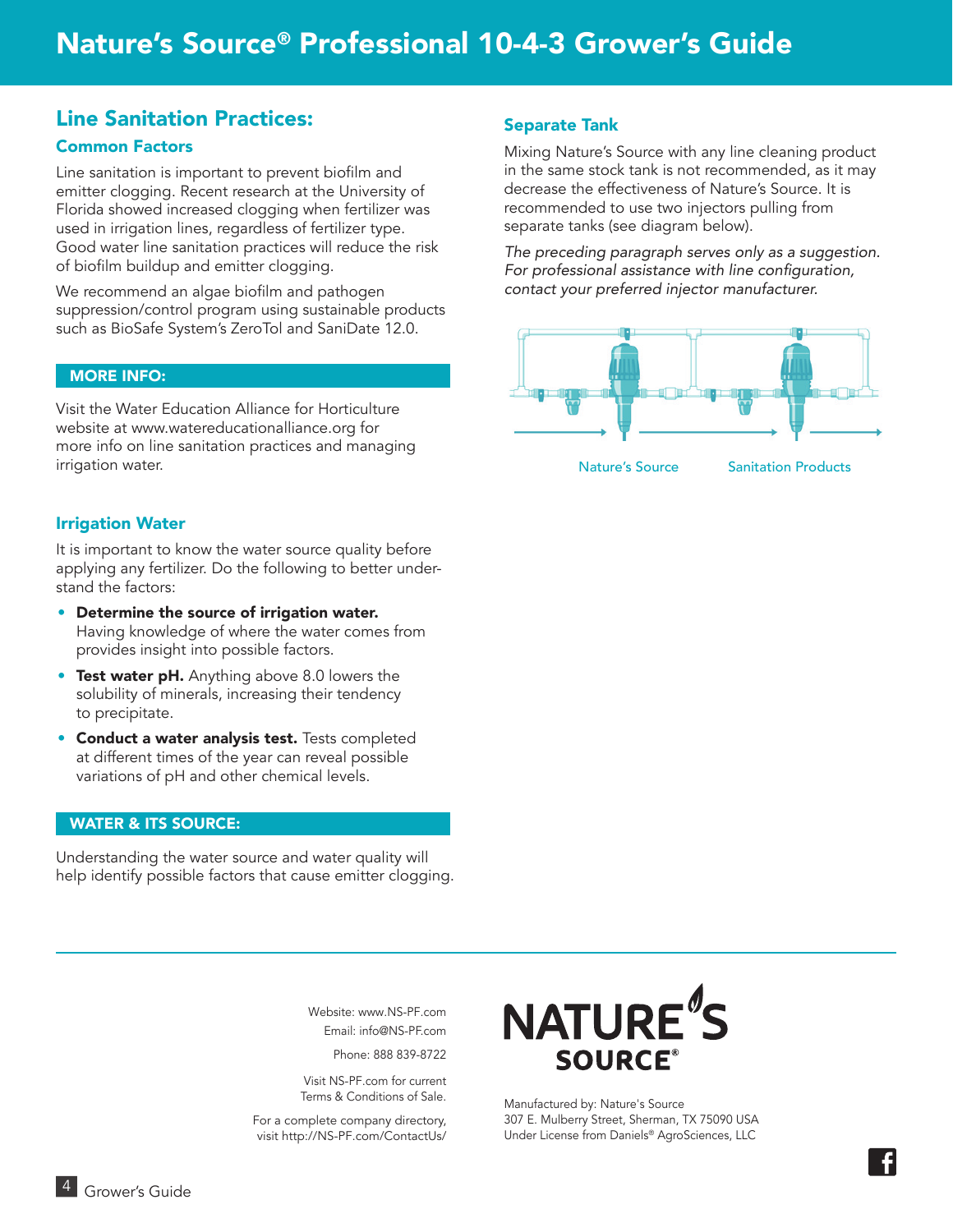# Nature's Source® Professional 10-4-3 Grower's Guide

## Line Sanitation Practices:

### Common Factors

Line sanitation is important to prevent biofilm and emitter clogging. Recent research at the University of Florida showed increased clogging when fertilizer was used in irrigation lines, regardless of fertilizer type. Good water line sanitation practices will reduce the risk of biofilm buildup and emitter clogging.

We recommend an algae biofilm and pathogen suppression/control program using sustainable products such as BioSafe System's ZeroTol and SaniDate 12.0.

**MORE INFO:**

Visit the Water Education Alliance for Horticulture website at www.watereducationalliance.org for more info on line sanitation practices and managing irrigation water.

### Irrigation Water

It is important to know the water source quality before applying any fertilizer. Do the following to better understand the factors:

- **Determine the source of irrigation water.** Having knowledge of where the water comes from provides insight into possible factors.
- **Test water pH.** Anything above 8.0 lowers the solubility of minerals, increasing their tendency to precipitate.
- **Conduct a water analysis test.** Tests completed at different times of the year can reveal possible variations of pH and other chemical levels.

**WATER & ITS SOURCE:**

Understanding the water source and water quality will help identify possible factors that cause emitter clogging.

### Separate Tank

Mixing Nature's Source with any line cleaning product in the same stock tank is not recommended, as it may decrease the effectiveness of Nature's Source. It is recommended to use two injectors pulling from separate tanks (see diagram below).

*The preceding paragraph serves only as a suggestion. For professional assistance with line configuration, contact your preferred injector manufacturer.*

Nature's Source

Sanitation Products

---

Website: www.NS-PF.com
Email: info@NS-PF.com
Phone: 888 839-8722

Visit NS-PF.com for current Terms & Conditions of Sale.

For a complete company directory, visit http://NS-PF.com/ContactUs/

NATURE'S SOURCE®

Manufactured by: Nature's Source
307 E. Mulberry Street, Sherman, TX 75090 USA
Under License from Daniels® AgroSciences, LLC